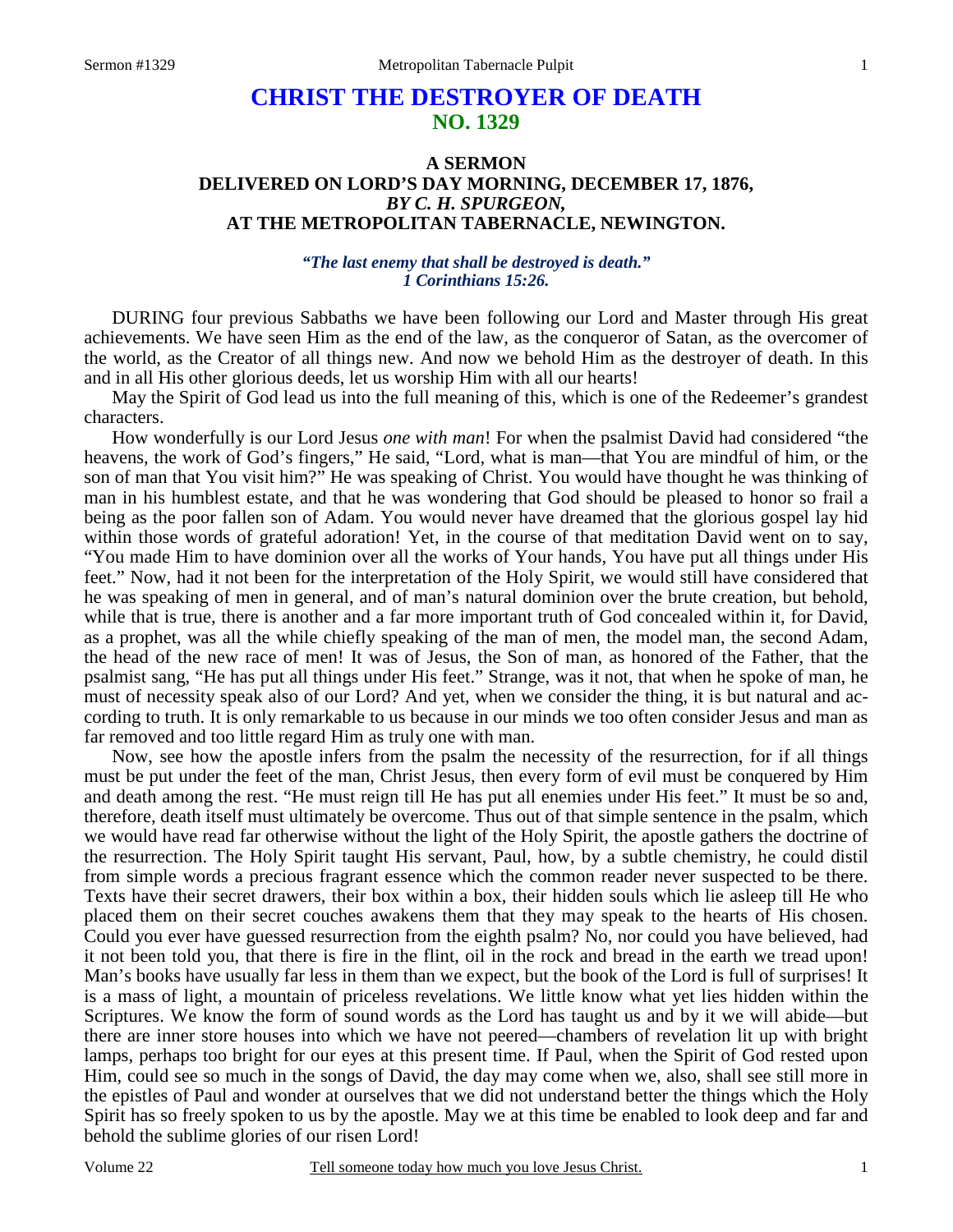# CHRIST THE DESTROYER OF DEATH
## NO. 1329

### A SERMON
### DELIVERED ON LORD'S DAY MORNING, DECEMBER 17, 1876,
### *BY C. H. SPURGEON,*
### AT THE METROPOLITAN TABERNACLE, NEWINGTON.

***"The last enemy that shall be destroyed is death."***
***1 Corinthians 15:26.***

DURING four previous Sabbaths we have been following our Lord and Master through His great achievements. We have seen Him as the end of the law, as the conqueror of Satan, as the overcomer of the world, as the Creator of all things new. And now we behold Him as the destroyer of death. In this and in all His other glorious deeds, let us worship Him with all our hearts!

May the Spirit of God lead us into the full meaning of this, which is one of the Redeemer's grandest characters.

How wonderfully is our Lord Jesus *one with man*! For when the psalmist David had considered "the heavens, the work of God's fingers," He said, "Lord, what is man—that You are mindful of him, or the son of man that You visit him?" He was speaking of Christ. You would have thought he was thinking of man in his humblest estate, and that he was wondering that God should be pleased to honor so frail a being as the poor fallen son of Adam. You would never have dreamed that the glorious gospel lay hid within those words of grateful adoration! Yet, in the course of that meditation David went on to say, "You made Him to have dominion over all the works of Your hands, You have put all things under His feet." Now, had it not been for the interpretation of the Holy Spirit, we would still have considered that he was speaking of men in general, and of man's natural dominion over the brute creation, but behold, while that is true, there is another and a far more important truth of God concealed within it, for David, as a prophet, was all the while chiefly speaking of the man of men, the model man, the second Adam, the head of the new race of men! It was of Jesus, the Son of man, as honored of the Father, that the psalmist sang, "He has put all things under His feet." Strange, was it not, that when he spoke of man, he must of necessity speak also of our Lord? And yet, when we consider the thing, it is but natural and according to truth. It is only remarkable to us because in our minds we too often consider Jesus and man as far removed and too little regard Him as truly one with man.

Now, see how the apostle infers from the psalm the necessity of the resurrection, for if all things must be put under the feet of the man, Christ Jesus, then every form of evil must be conquered by Him and death among the rest. "He must reign till He has put all enemies under His feet." It must be so and, therefore, death itself must ultimately be overcome. Thus out of that simple sentence in the psalm, which we would have read far otherwise without the light of the Holy Spirit, the apostle gathers the doctrine of the resurrection. The Holy Spirit taught His servant, Paul, how, by a subtle chemistry, he could distil from simple words a precious fragrant essence which the common reader never suspected to be there. Texts have their secret drawers, their box within a box, their hidden souls which lie asleep till He who placed them on their secret couches awakens them that they may speak to the hearts of His chosen. Could you ever have guessed resurrection from the eighth psalm? No, nor could you have believed, had it not been told you, that there is fire in the flint, oil in the rock and bread in the earth we tread upon! Man's books have usually far less in them than we expect, but the book of the Lord is full of surprises! It is a mass of light, a mountain of priceless revelations. We little know what yet lies hidden within the Scriptures. We know the form of sound words as the Lord has taught us and by it we will abide—but there are inner store houses into which we have not peered—chambers of revelation lit up with bright lamps, perhaps too bright for our eyes at this present time. If Paul, when the Spirit of God rested upon Him, could see so much in the songs of David, the day may come when we, also, shall see still more in the epistles of Paul and wonder at ourselves that we did not understand better the things which the Holy Spirit has so freely spoken to us by the apostle. May we at this time be enabled to look deep and far and behold the sublime glories of our risen Lord!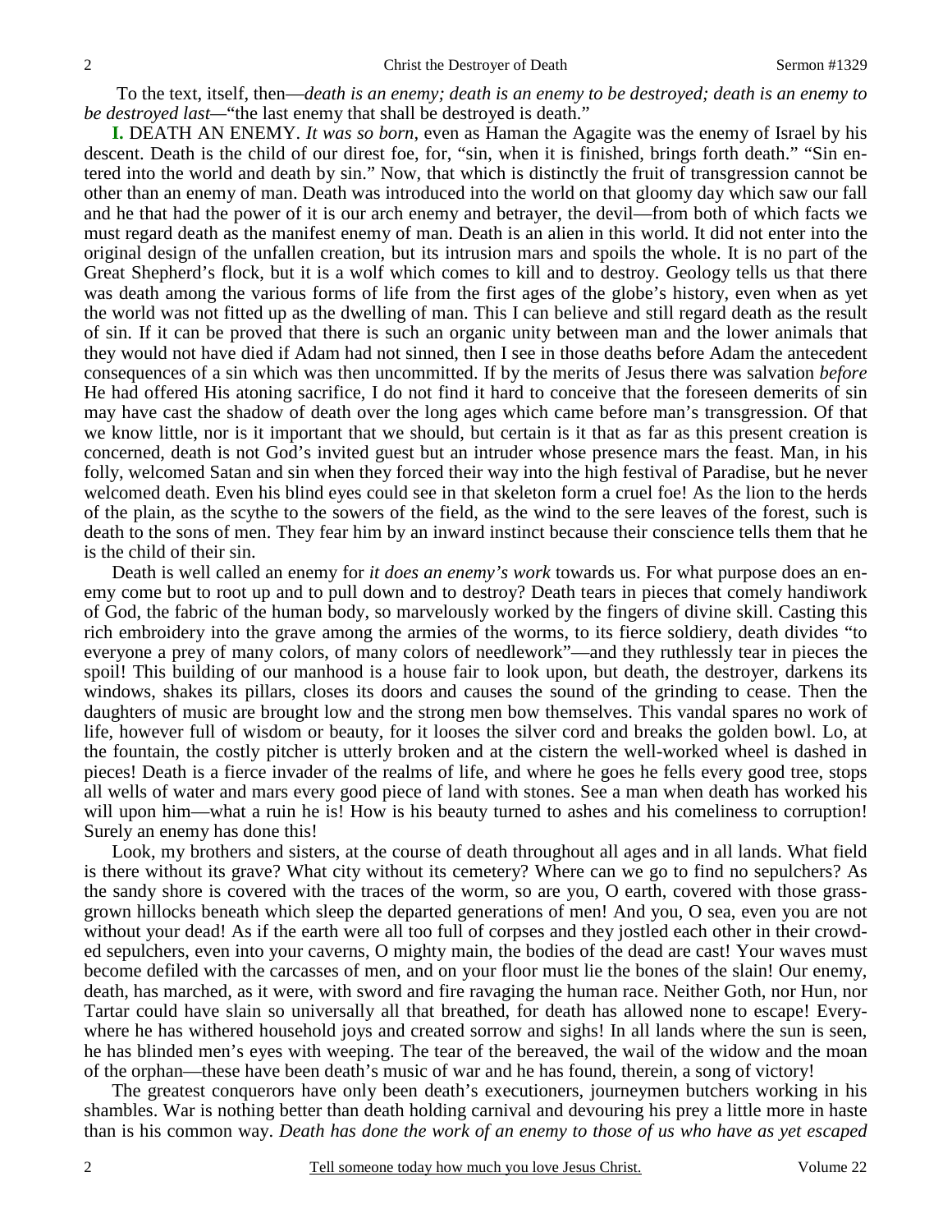To the text, itself, then—*death is an enemy; death is an enemy to be destroyed; death is an enemy to be destroyed last*—"the last enemy that shall be destroyed is death."

**I.** DEATH AN ENEMY. *It was so born*, even as Haman the Agagite was the enemy of Israel by his descent. Death is the child of our direst foe, for, "sin, when it is finished, brings forth death." "Sin entered into the world and death by sin." Now, that which is distinctly the fruit of transgression cannot be other than an enemy of man. Death was introduced into the world on that gloomy day which saw our fall and he that had the power of it is our arch enemy and betrayer, the devil—from both of which facts we must regard death as the manifest enemy of man. Death is an alien in this world. It did not enter into the original design of the unfallen creation, but its intrusion mars and spoils the whole. It is no part of the Great Shepherd's flock, but it is a wolf which comes to kill and to destroy. Geology tells us that there was death among the various forms of life from the first ages of the globe's history, even when as yet the world was not fitted up as the dwelling of man. This I can believe and still regard death as the result of sin. If it can be proved that there is such an organic unity between man and the lower animals that they would not have died if Adam had not sinned, then I see in those deaths before Adam the antecedent consequences of a sin which was then uncommitted. If by the merits of Jesus there was salvation *before* He had offered His atoning sacrifice, I do not find it hard to conceive that the foreseen demerits of sin may have cast the shadow of death over the long ages which came before man's transgression. Of that we know little, nor is it important that we should, but certain is it that as far as this present creation is concerned, death is not God's invited guest but an intruder whose presence mars the feast. Man, in his folly, welcomed Satan and sin when they forced their way into the high festival of Paradise, but he never welcomed death. Even his blind eyes could see in that skeleton form a cruel foe! As the lion to the herds of the plain, as the scythe to the sowers of the field, as the wind to the sere leaves of the forest, such is death to the sons of men. They fear him by an inward instinct because their conscience tells them that he is the child of their sin.

Death is well called an enemy for *it does an enemy's work* towards us. For what purpose does an enemy come but to root up and to pull down and to destroy? Death tears in pieces that comely handiwork of God, the fabric of the human body, so marvelously worked by the fingers of divine skill. Casting this rich embroidery into the grave among the armies of the worms, to its fierce soldiery, death divides "to everyone a prey of many colors, of many colors of needlework"—and they ruthlessly tear in pieces the spoil! This building of our manhood is a house fair to look upon, but death, the destroyer, darkens its windows, shakes its pillars, closes its doors and causes the sound of the grinding to cease. Then the daughters of music are brought low and the strong men bow themselves. This vandal spares no work of life, however full of wisdom or beauty, for it looses the silver cord and breaks the golden bowl. Lo, at the fountain, the costly pitcher is utterly broken and at the cistern the well-worked wheel is dashed in pieces! Death is a fierce invader of the realms of life, and where he goes he fells every good tree, stops all wells of water and mars every good piece of land with stones. See a man when death has worked his will upon him—what a ruin he is! How is his beauty turned to ashes and his comeliness to corruption! Surely an enemy has done this!

Look, my brothers and sisters, at the course of death throughout all ages and in all lands. What field is there without its grave? What city without its cemetery? Where can we go to find no sepulchers? As the sandy shore is covered with the traces of the worm, so are you, O earth, covered with those grass-grown hillocks beneath which sleep the departed generations of men! And you, O sea, even you are not without your dead! As if the earth were all too full of corpses and they jostled each other in their crowded sepulchers, even into your caverns, O mighty main, the bodies of the dead are cast! Your waves must become defiled with the carcasses of men, and on your floor must lie the bones of the slain! Our enemy, death, has marched, as it were, with sword and fire ravaging the human race. Neither Goth, nor Hun, nor Tartar could have slain so universally all that breathed, for death has allowed none to escape! Everywhere he has withered household joys and created sorrow and sighs! In all lands where the sun is seen, he has blinded men's eyes with weeping. The tear of the bereaved, the wail of the widow and the moan of the orphan—these have been death's music of war and he has found, therein, a song of victory!

The greatest conquerors have only been death's executioners, journeymen butchers working in his shambles. War is nothing better than death holding carnival and devouring his prey a little more in haste than is his common way. *Death has done the work of an enemy to those of us who have as yet escaped*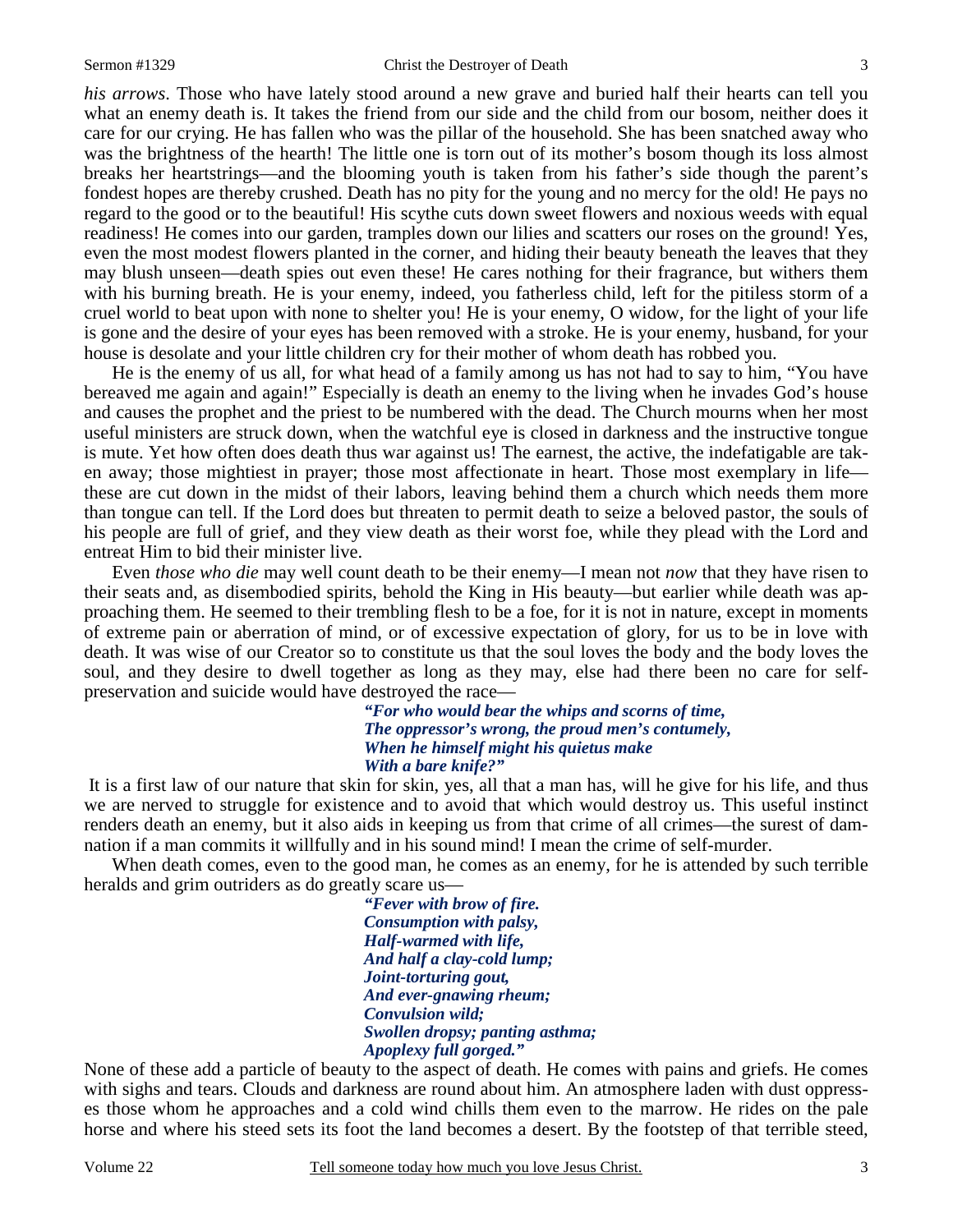*his arrows*. Those who have lately stood around a new grave and buried half their hearts can tell you what an enemy death is. It takes the friend from our side and the child from our bosom, neither does it care for our crying. He has fallen who was the pillar of the household. She has been snatched away who was the brightness of the hearth! The little one is torn out of its mother's bosom though its loss almost breaks her heartstrings—and the blooming youth is taken from his father's side though the parent's fondest hopes are thereby crushed. Death has no pity for the young and no mercy for the old! He pays no regard to the good or to the beautiful! His scythe cuts down sweet flowers and noxious weeds with equal readiness! He comes into our garden, tramples down our lilies and scatters our roses on the ground! Yes, even the most modest flowers planted in the corner, and hiding their beauty beneath the leaves that they may blush unseen—death spies out even these! He cares nothing for their fragrance, but withers them with his burning breath. He is your enemy, indeed, you fatherless child, left for the pitiless storm of a cruel world to beat upon with none to shelter you! He is your enemy, O widow, for the light of your life is gone and the desire of your eyes has been removed with a stroke. He is your enemy, husband, for your house is desolate and your little children cry for their mother of whom death has robbed you.

He is the enemy of us all, for what head of a family among us has not had to say to him, "You have bereaved me again and again!" Especially is death an enemy to the living when he invades God's house and causes the prophet and the priest to be numbered with the dead. The Church mourns when her most useful ministers are struck down, when the watchful eye is closed in darkness and the instructive tongue is mute. Yet how often does death thus war against us! The earnest, the active, the indefatigable are taken away; those mightiest in prayer; those most affectionate in heart. Those most exemplary in life—these are cut down in the midst of their labors, leaving behind them a church which needs them more than tongue can tell. If the Lord does but threaten to permit death to seize a beloved pastor, the souls of his people are full of grief, and they view death as their worst foe, while they plead with the Lord and entreat Him to bid their minister live.

Even *those who die* may well count death to be their enemy—I mean not *now* that they have risen to their seats and, as disembodied spirits, behold the King in His beauty—but earlier while death was approaching them. He seemed to their trembling flesh to be a foe, for it is not in nature, except in moments of extreme pain or aberration of mind, or of excessive expectation of glory, for us to be in love with death. It was wise of our Creator so to constitute us that the soul loves the body and the body loves the soul, and they desire to dwell together as long as they may, else had there been no care for self-preservation and suicide would have destroyed the race—

> ***"For who would bear the whips and scorns of time,***
> ***The oppressor's wrong, the proud men's contumely,***
> ***When he himself might his quietus make***
> ***With a bare knife?"***

It is a first law of our nature that skin for skin, yes, all that a man has, will he give for his life, and thus we are nerved to struggle for existence and to avoid that which would destroy us. This useful instinct renders death an enemy, but it also aids in keeping us from that crime of all crimes—the surest of damnation if a man commits it willfully and in his sound mind! I mean the crime of self-murder.

When death comes, even to the good man, he comes as an enemy, for he is attended by such terrible heralds and grim outriders as do greatly scare us—

> ***"Fever with brow of fire.***
> ***Consumption with palsy,***
> ***Half-warmed with life,***
> ***And half a clay-cold lump;***
> ***Joint-torturing gout,***
> ***And ever-gnawing rheum;***
> ***Convulsion wild;***
> ***Swollen dropsy; panting asthma;***
> ***Apoplexy full gorged."***

None of these add a particle of beauty to the aspect of death. He comes with pains and griefs. He comes with sighs and tears. Clouds and darkness are round about him. An atmosphere laden with dust oppresses those whom he approaches and a cold wind chills them even to the marrow. He rides on the pale horse and where his steed sets its foot the land becomes a desert. By the footstep of that terrible steed,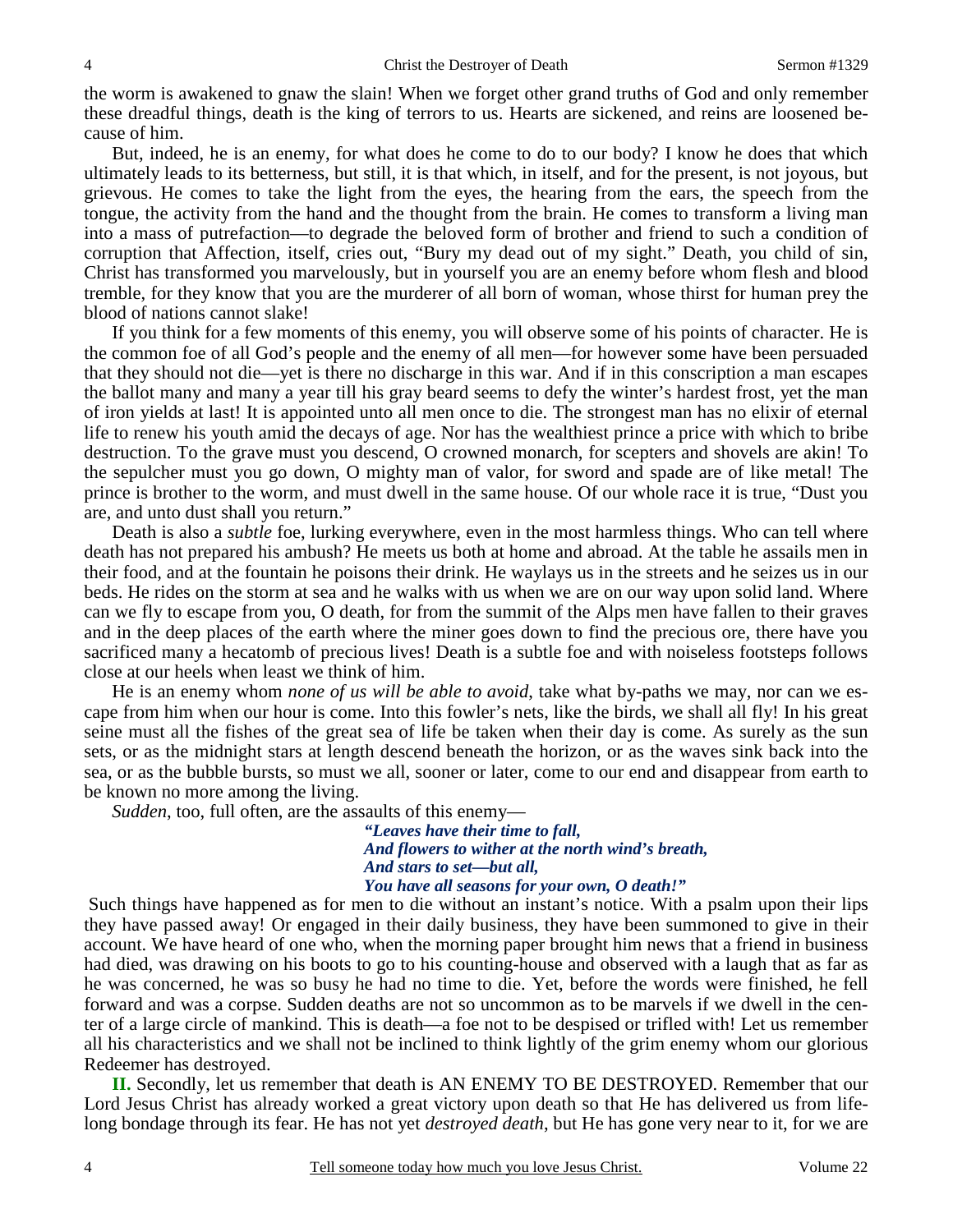the worm is awakened to gnaw the slain! When we forget other grand truths of God and only remember these dreadful things, death is the king of terrors to us. Hearts are sickened, and reins are loosened because of him.

But, indeed, he is an enemy, for what does he come to do to our body? I know he does that which ultimately leads to its betterness, but still, it is that which, in itself, and for the present, is not joyous, but grievous. He comes to take the light from the eyes, the hearing from the ears, the speech from the tongue, the activity from the hand and the thought from the brain. He comes to transform a living man into a mass of putrefaction—to degrade the beloved form of brother and friend to such a condition of corruption that Affection, itself, cries out, "Bury my dead out of my sight." Death, you child of sin, Christ has transformed you marvelously, but in yourself you are an enemy before whom flesh and blood tremble, for they know that you are the murderer of all born of woman, whose thirst for human prey the blood of nations cannot slake!

If you think for a few moments of this enemy, you will observe some of his points of character. He is the common foe of all God's people and the enemy of all men—for however some have been persuaded that they should not die—yet is there no discharge in this war. And if in this conscription a man escapes the ballot many and many a year till his gray beard seems to defy the winter's hardest frost, yet the man of iron yields at last! It is appointed unto all men once to die. The strongest man has no elixir of eternal life to renew his youth amid the decays of age. Nor has the wealthiest prince a price with which to bribe destruction. To the grave must you descend, O crowned monarch, for scepters and shovels are akin! To the sepulcher must you go down, O mighty man of valor, for sword and spade are of like metal! The prince is brother to the worm, and must dwell in the same house. Of our whole race it is true, "Dust you are, and unto dust shall you return."

Death is also a *subtle* foe, lurking everywhere, even in the most harmless things. Who can tell where death has not prepared his ambush? He meets us both at home and abroad. At the table he assails men in their food, and at the fountain he poisons their drink. He waylays us in the streets and he seizes us in our beds. He rides on the storm at sea and he walks with us when we are on our way upon solid land. Where can we fly to escape from you, O death, for from the summit of the Alps men have fallen to their graves and in the deep places of the earth where the miner goes down to find the precious ore, there have you sacrificed many a hecatomb of precious lives! Death is a subtle foe and with noiseless footsteps follows close at our heels when least we think of him.

He is an enemy whom *none of us will be able to avoid*, take what by-paths we may, nor can we escape from him when our hour is come. Into this fowler's nets, like the birds, we shall all fly! In his great seine must all the fishes of the great sea of life be taken when their day is come. As surely as the sun sets, or as the midnight stars at length descend beneath the horizon, or as the waves sink back into the sea, or as the bubble bursts, so must we all, sooner or later, come to our end and disappear from earth to be known no more among the living.

*Sudden*, too, full often, are the assaults of this enemy—

> ***"Leaves have their time to fall,***
> ***And flowers to wither at the north wind's breath,***
> ***And stars to set—but all,***
> ***You have all seasons for your own, O death!"***

Such things have happened as for men to die without an instant's notice. With a psalm upon their lips they have passed away! Or engaged in their daily business, they have been summoned to give in their account. We have heard of one who, when the morning paper brought him news that a friend in business had died, was drawing on his boots to go to his counting-house and observed with a laugh that as far as he was concerned, he was so busy he had no time to die. Yet, before the words were finished, he fell forward and was a corpse. Sudden deaths are not so uncommon as to be marvels if we dwell in the center of a large circle of mankind. This is death—a foe not to be despised or trifled with! Let us remember all his characteristics and we shall not be inclined to think lightly of the grim enemy whom our glorious Redeemer has destroyed.

**II.** Secondly, let us remember that death is AN ENEMY TO BE DESTROYED. Remember that our Lord Jesus Christ has already worked a great victory upon death so that He has delivered us from life-long bondage through its fear. He has not yet *destroyed death*, but He has gone very near to it, for we are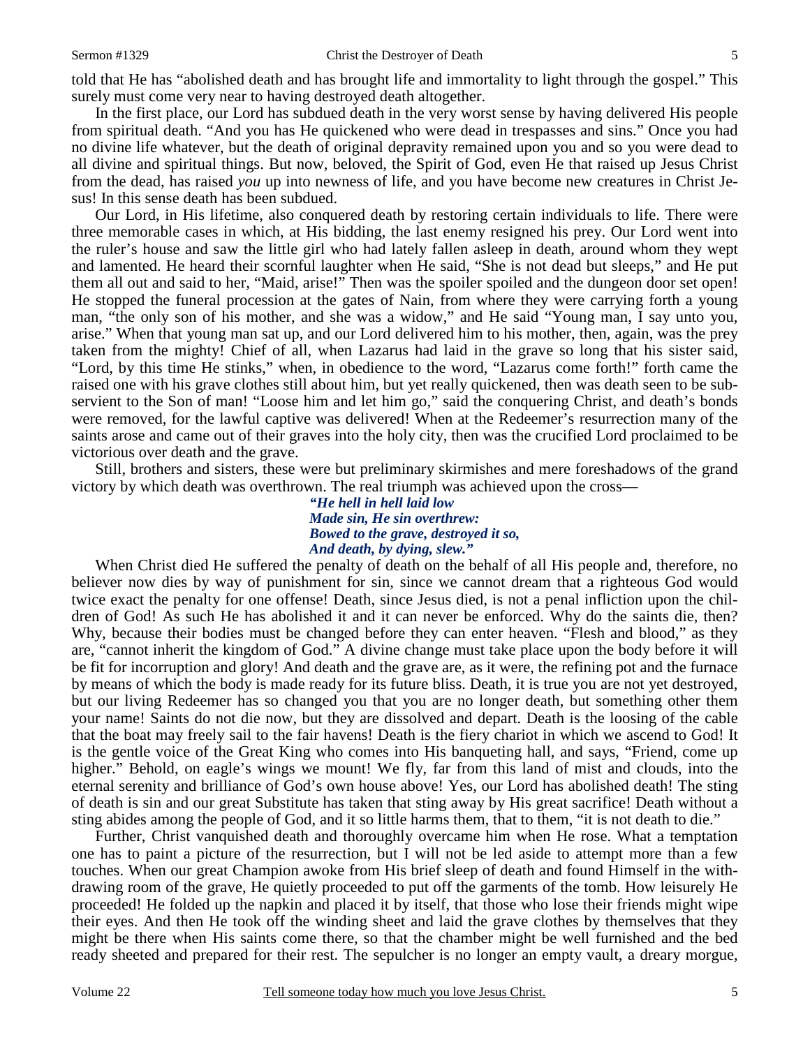told that He has "abolished death and has brought life and immortality to light through the gospel." This surely must come very near to having destroyed death altogether.

In the first place, our Lord has subdued death in the very worst sense by having delivered His people from spiritual death. "And you has He quickened who were dead in trespasses and sins." Once you had no divine life whatever, but the death of original depravity remained upon you and so you were dead to all divine and spiritual things. But now, beloved, the Spirit of God, even He that raised up Jesus Christ from the dead, has raised *you* up into newness of life, and you have become new creatures in Christ Jesus! In this sense death has been subdued.

Our Lord, in His lifetime, also conquered death by restoring certain individuals to life. There were three memorable cases in which, at His bidding, the last enemy resigned his prey. Our Lord went into the ruler's house and saw the little girl who had lately fallen asleep in death, around whom they wept and lamented. He heard their scornful laughter when He said, "She is not dead but sleeps," and He put them all out and said to her, "Maid, arise!" Then was the spoiler spoiled and the dungeon door set open! He stopped the funeral procession at the gates of Nain, from where they were carrying forth a young man, "the only son of his mother, and she was a widow," and He said "Young man, I say unto you, arise." When that young man sat up, and our Lord delivered him to his mother, then, again, was the prey taken from the mighty! Chief of all, when Lazarus had laid in the grave so long that his sister said, "Lord, by this time He stinks," when, in obedience to the word, "Lazarus come forth!" forth came the raised one with his grave clothes still about him, but yet really quickened, then was death seen to be subservient to the Son of man! "Loose him and let him go," said the conquering Christ, and death's bonds were removed, for the lawful captive was delivered! When at the Redeemer's resurrection many of the saints arose and came out of their graves into the holy city, then was the crucified Lord proclaimed to be victorious over death and the grave.

Still, brothers and sisters, these were but preliminary skirmishes and mere foreshadows of the grand victory by which death was overthrown. The real triumph was achieved upon the cross—

> ***"He hell in hell laid low***
> ***Made sin, He sin overthrew:***
> ***Bowed to the grave, destroyed it so,***
> ***And death, by dying, slew."***

When Christ died He suffered the penalty of death on the behalf of all His people and, therefore, no believer now dies by way of punishment for sin, since we cannot dream that a righteous God would twice exact the penalty for one offense! Death, since Jesus died, is not a penal infliction upon the children of God! As such He has abolished it and it can never be enforced. Why do the saints die, then? Why, because their bodies must be changed before they can enter heaven. "Flesh and blood," as they are, "cannot inherit the kingdom of God." A divine change must take place upon the body before it will be fit for incorruption and glory! And death and the grave are, as it were, the refining pot and the furnace by means of which the body is made ready for its future bliss. Death, it is true you are not yet destroyed, but our living Redeemer has so changed you that you are no longer death, but something other them your name! Saints do not die now, but they are dissolved and depart. Death is the loosing of the cable that the boat may freely sail to the fair havens! Death is the fiery chariot in which we ascend to God! It is the gentle voice of the Great King who comes into His banqueting hall, and says, "Friend, come up higher." Behold, on eagle's wings we mount! We fly, far from this land of mist and clouds, into the eternal serenity and brilliance of God's own house above! Yes, our Lord has abolished death! The sting of death is sin and our great Substitute has taken that sting away by His great sacrifice! Death without a sting abides among the people of God, and it so little harms them, that to them, "it is not death to die."

Further, Christ vanquished death and thoroughly overcame him when He rose. What a temptation one has to paint a picture of the resurrection, but I will not be led aside to attempt more than a few touches. When our great Champion awoke from His brief sleep of death and found Himself in the withdrawing room of the grave, He quietly proceeded to put off the garments of the tomb. How leisurely He proceeded! He folded up the napkin and placed it by itself, that those who lose their friends might wipe their eyes. And then He took off the winding sheet and laid the grave clothes by themselves that they might be there when His saints come there, so that the chamber might be well furnished and the bed ready sheeted and prepared for their rest. The sepulcher is no longer an empty vault, a dreary morgue,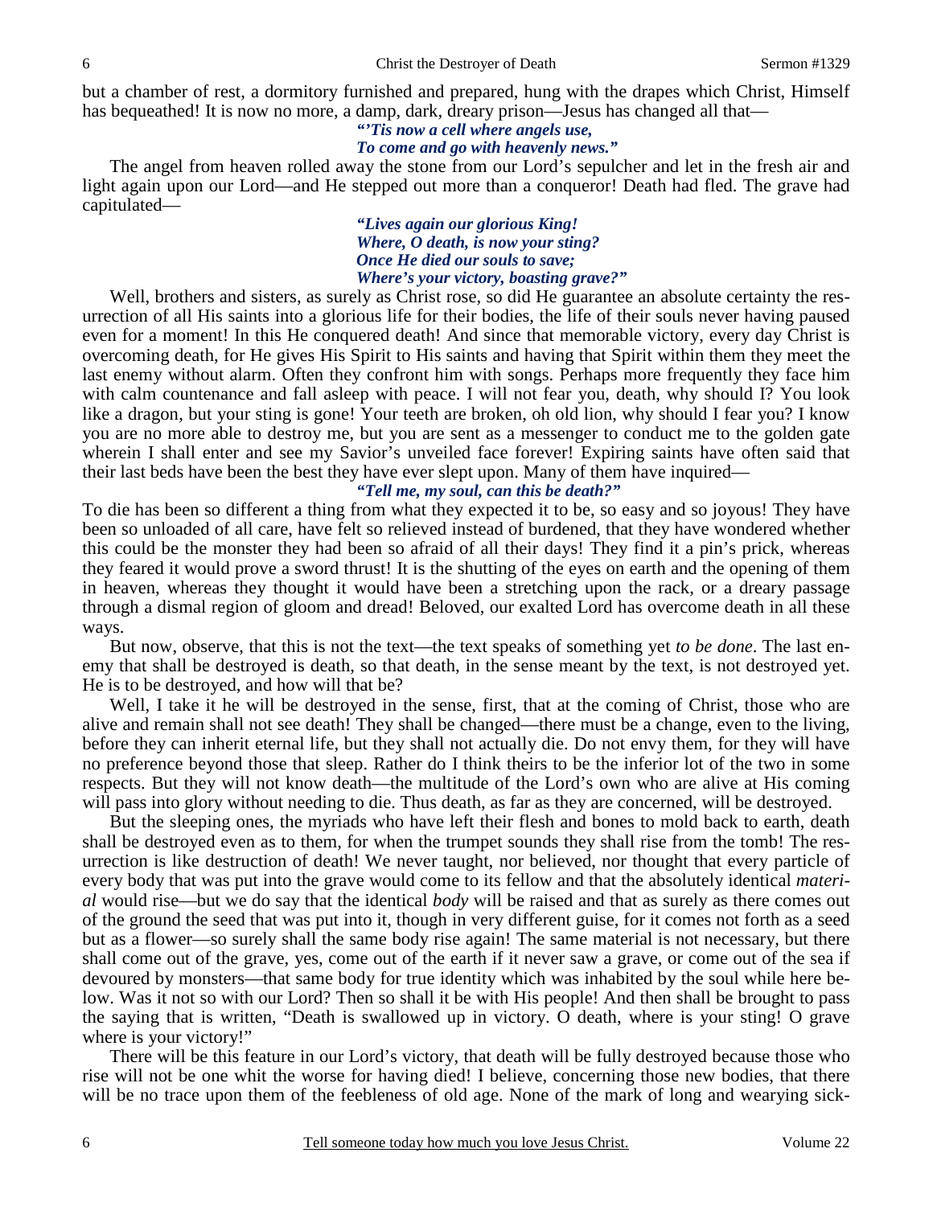but a chamber of rest, a dormitory furnished and prepared, hung with the drapes which Christ, Himself has bequeathed! It is now no more, a damp, dark, dreary prison—Jesus has changed all that—

***"'Tis now a cell where angels use,***
***To come and go with heavenly news."***

The angel from heaven rolled away the stone from our Lord's sepulcher and let in the fresh air and light again upon our Lord—and He stepped out more than a conqueror! Death had fled. The grave had capitulated—

***"Lives again our glorious King!***
***Where, O death, is now your sting?***
***Once He died our souls to save;***
***Where's your victory, boasting grave?"***

Well, brothers and sisters, as surely as Christ rose, so did He guarantee an absolute certainty the resurrection of all His saints into a glorious life for their bodies, the life of their souls never having paused even for a moment! In this He conquered death! And since that memorable victory, every day Christ is overcoming death, for He gives His Spirit to His saints and having that Spirit within them they meet the last enemy without alarm. Often they confront him with songs. Perhaps more frequently they face him with calm countenance and fall asleep with peace. I will not fear you, death, why should I? You look like a dragon, but your sting is gone! Your teeth are broken, oh old lion, why should I fear you? I know you are no more able to destroy me, but you are sent as a messenger to conduct me to the golden gate wherein I shall enter and see my Savior's unveiled face forever! Expiring saints have often said that their last beds have been the best they have ever slept upon. Many of them have inquired—

***"Tell me, my soul, can this be death?"***

To die has been so different a thing from what they expected it to be, so easy and so joyous! They have been so unloaded of all care, have felt so relieved instead of burdened, that they have wondered whether this could be the monster they had been so afraid of all their days! They find it a pin's prick, whereas they feared it would prove a sword thrust! It is the shutting of the eyes on earth and the opening of them in heaven, whereas they thought it would have been a stretching upon the rack, or a dreary passage through a dismal region of gloom and dread! Beloved, our exalted Lord has overcome death in all these ways.

But now, observe, that this is not the text—the text speaks of something yet *to be done*. The last enemy that shall be destroyed is death, so that death, in the sense meant by the text, is not destroyed yet. He is to be destroyed, and how will that be?

Well, I take it he will be destroyed in the sense, first, that at the coming of Christ, those who are alive and remain shall not see death! They shall be changed—there must be a change, even to the living, before they can inherit eternal life, but they shall not actually die. Do not envy them, for they will have no preference beyond those that sleep. Rather do I think theirs to be the inferior lot of the two in some respects. But they will not know death—the multitude of the Lord's own who are alive at His coming will pass into glory without needing to die. Thus death, as far as they are concerned, will be destroyed.

But the sleeping ones, the myriads who have left their flesh and bones to mold back to earth, death shall be destroyed even as to them, for when the trumpet sounds they shall rise from the tomb! The resurrection is like destruction of death! We never taught, nor believed, nor thought that every particle of every body that was put into the grave would come to its fellow and that the absolutely identical *material* would rise—but we do say that the identical *body* will be raised and that as surely as there comes out of the ground the seed that was put into it, though in very different guise, for it comes not forth as a seed but as a flower—so surely shall the same body rise again! The same material is not necessary, but there shall come out of the grave, yes, come out of the earth if it never saw a grave, or come out of the sea if devoured by monsters—that same body for true identity which was inhabited by the soul while here below. Was it not so with our Lord? Then so shall it be with His people! And then shall be brought to pass the saying that is written, "Death is swallowed up in victory. O death, where is your sting! O grave where is your victory!"

There will be this feature in our Lord's victory, that death will be fully destroyed because those who rise will not be one whit the worse for having died! I believe, concerning those new bodies, that there will be no trace upon them of the feebleness of old age. None of the mark of long and wearying sick-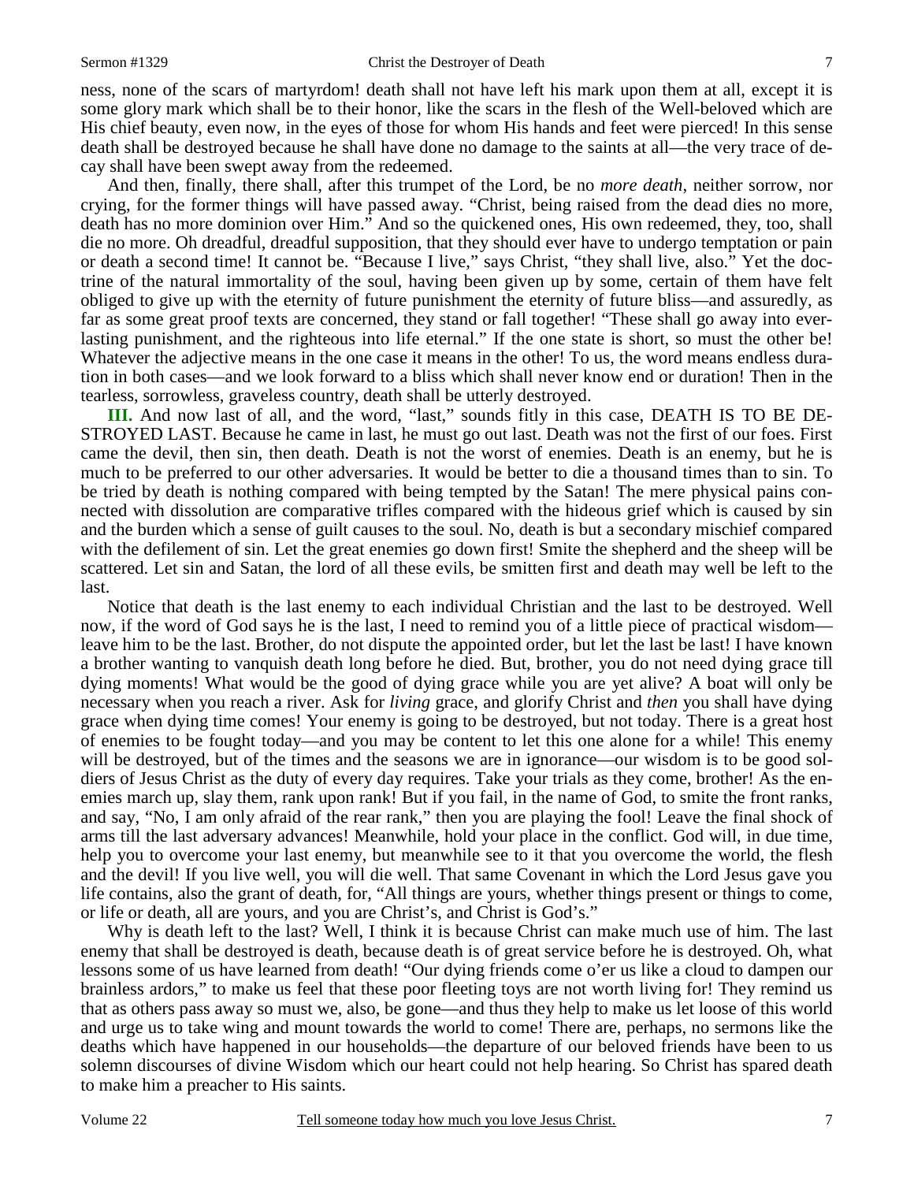ness, none of the scars of martyrdom! death shall not have left his mark upon them at all, except it is some glory mark which shall be to their honor, like the scars in the flesh of the Well-beloved which are His chief beauty, even now, in the eyes of those for whom His hands and feet were pierced! In this sense death shall be destroyed because he shall have done no damage to the saints at all—the very trace of decay shall have been swept away from the redeemed.

And then, finally, there shall, after this trumpet of the Lord, be no *more death*, neither sorrow, nor crying, for the former things will have passed away. "Christ, being raised from the dead dies no more, death has no more dominion over Him." And so the quickened ones, His own redeemed, they, too, shall die no more. Oh dreadful, dreadful supposition, that they should ever have to undergo temptation or pain or death a second time! It cannot be. "Because I live," says Christ, "they shall live, also." Yet the doctrine of the natural immortality of the soul, having been given up by some, certain of them have felt obliged to give up with the eternity of future punishment the eternity of future bliss—and assuredly, as far as some great proof texts are concerned, they stand or fall together! "These shall go away into everlasting punishment, and the righteous into life eternal." If the one state is short, so must the other be! Whatever the adjective means in the one case it means in the other! To us, the word means endless duration in both cases—and we look forward to a bliss which shall never know end or duration! Then in the tearless, sorrowless, graveless country, death shall be utterly destroyed.

**III.** And now last of all, and the word, "last," sounds fitly in this case, DEATH IS TO BE DESTROYED LAST. Because he came in last, he must go out last. Death was not the first of our foes. First came the devil, then sin, then death. Death is not the worst of enemies. Death is an enemy, but he is much to be preferred to our other adversaries. It would be better to die a thousand times than to sin. To be tried by death is nothing compared with being tempted by the Satan! The mere physical pains connected with dissolution are comparative trifles compared with the hideous grief which is caused by sin and the burden which a sense of guilt causes to the soul. No, death is but a secondary mischief compared with the defilement of sin. Let the great enemies go down first! Smite the shepherd and the sheep will be scattered. Let sin and Satan, the lord of all these evils, be smitten first and death may well be left to the last.

Notice that death is the last enemy to each individual Christian and the last to be destroyed. Well now, if the word of God says he is the last, I need to remind you of a little piece of practical wisdom—leave him to be the last. Brother, do not dispute the appointed order, but let the last be last! I have known a brother wanting to vanquish death long before he died. But, brother, you do not need dying grace till dying moments! What would be the good of dying grace while you are yet alive? A boat will only be necessary when you reach a river. Ask for *living* grace, and glorify Christ and *then* you shall have dying grace when dying time comes! Your enemy is going to be destroyed, but not today. There is a great host of enemies to be fought today—and you may be content to let this one alone for a while! This enemy will be destroyed, but of the times and the seasons we are in ignorance—our wisdom is to be good soldiers of Jesus Christ as the duty of every day requires. Take your trials as they come, brother! As the enemies march up, slay them, rank upon rank! But if you fail, in the name of God, to smite the front ranks, and say, "No, I am only afraid of the rear rank," then you are playing the fool! Leave the final shock of arms till the last adversary advances! Meanwhile, hold your place in the conflict. God will, in due time, help you to overcome your last enemy, but meanwhile see to it that you overcome the world, the flesh and the devil! If you live well, you will die well. That same Covenant in which the Lord Jesus gave you life contains, also the grant of death, for, "All things are yours, whether things present or things to come, or life or death, all are yours, and you are Christ's, and Christ is God's."

Why is death left to the last? Well, I think it is because Christ can make much use of him. The last enemy that shall be destroyed is death, because death is of great service before he is destroyed. Oh, what lessons some of us have learned from death! "Our dying friends come o'er us like a cloud to dampen our brainless ardors," to make us feel that these poor fleeting toys are not worth living for! They remind us that as others pass away so must we, also, be gone—and thus they help to make us let loose of this world and urge us to take wing and mount towards the world to come! There are, perhaps, no sermons like the deaths which have happened in our households—the departure of our beloved friends have been to us solemn discourses of divine Wisdom which our heart could not help hearing. So Christ has spared death to make him a preacher to His saints.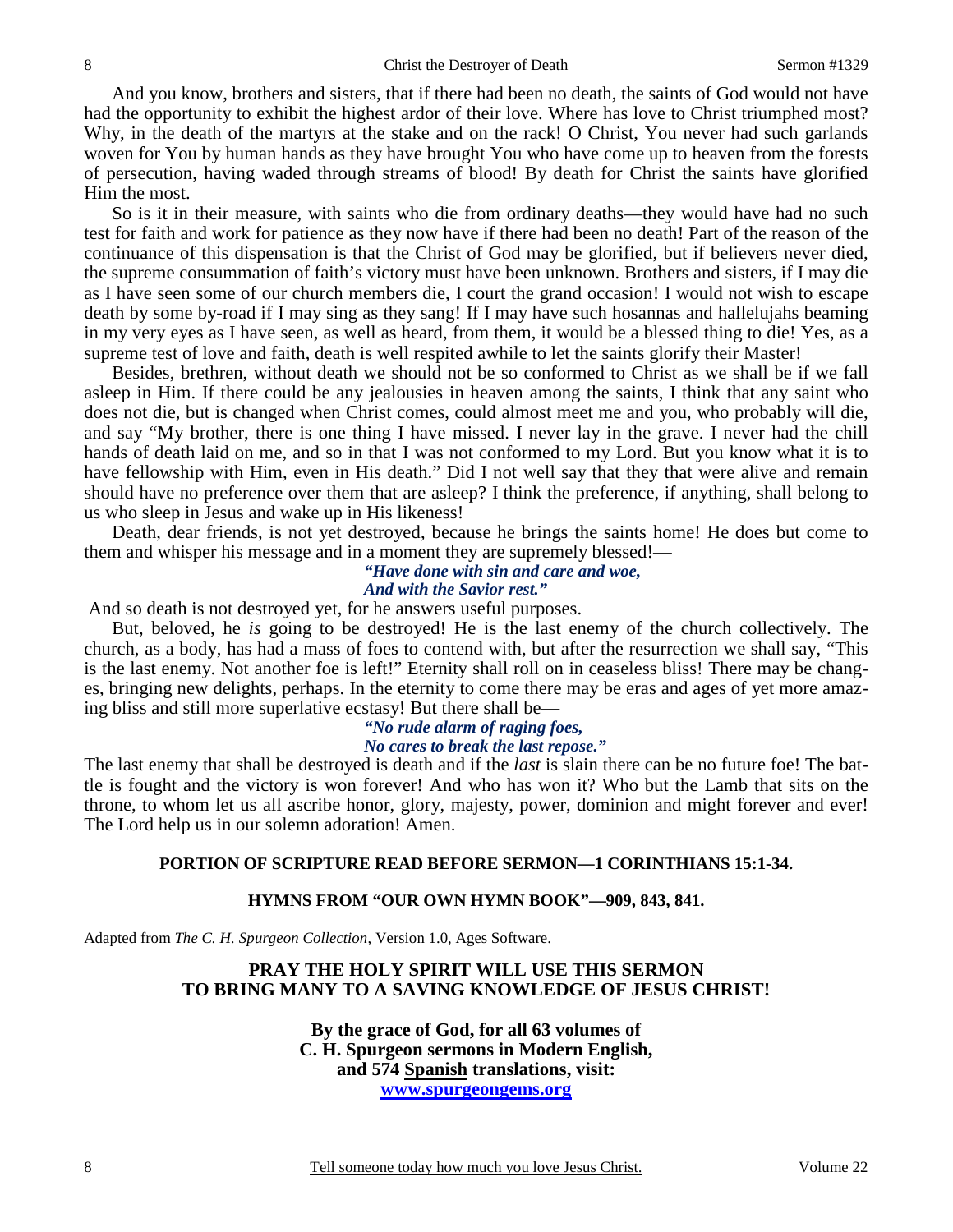And you know, brothers and sisters, that if there had been no death, the saints of God would not have had the opportunity to exhibit the highest ardor of their love. Where has love to Christ triumphed most? Why, in the death of the martyrs at the stake and on the rack! O Christ, You never had such garlands woven for You by human hands as they have brought You who have come up to heaven from the forests of persecution, having waded through streams of blood! By death for Christ the saints have glorified Him the most.

So is it in their measure, with saints who die from ordinary deaths—they would have had no such test for faith and work for patience as they now have if there had been no death! Part of the reason of the continuance of this dispensation is that the Christ of God may be glorified, but if believers never died, the supreme consummation of faith's victory must have been unknown. Brothers and sisters, if I may die as I have seen some of our church members die, I court the grand occasion! I would not wish to escape death by some by-road if I may sing as they sang! If I may have such hosannas and hallelujahs beaming in my very eyes as I have seen, as well as heard, from them, it would be a blessed thing to die! Yes, as a supreme test of love and faith, death is well respited awhile to let the saints glorify their Master!

Besides, brethren, without death we should not be so conformed to Christ as we shall be if we fall asleep in Him. If there could be any jealousies in heaven among the saints, I think that any saint who does not die, but is changed when Christ comes, could almost meet me and you, who probably will die, and say "My brother, there is one thing I have missed. I never lay in the grave. I never had the chill hands of death laid on me, and so in that I was not conformed to my Lord. But you know what it is to have fellowship with Him, even in His death." Did I not well say that they that were alive and remain should have no preference over them that are asleep? I think the preference, if anything, shall belong to us who sleep in Jesus and wake up in His likeness!

Death, dear friends, is not yet destroyed, because he brings the saints home! He does but come to them and whisper his message and in a moment they are supremely blessed!—

*"Have done with sin and care and woe,*
*And with the Savior rest."*

And so death is not destroyed yet, for he answers useful purposes.

But, beloved, he *is* going to be destroyed! He is the last enemy of the church collectively. The church, as a body, has had a mass of foes to contend with, but after the resurrection we shall say, "This is the last enemy. Not another foe is left!" Eternity shall roll on in ceaseless bliss! There may be changes, bringing new delights, perhaps. In the eternity to come there may be eras and ages of yet more amazing bliss and still more superlative ecstasy! But there shall be—

*"No rude alarm of raging foes,*
*No cares to break the last repose."*

The last enemy that shall be destroyed is death and if the *last* is slain there can be no future foe! The battle is fought and the victory is won forever! And who has won it? Who but the Lamb that sits on the throne, to whom let us all ascribe honor, glory, majesty, power, dominion and might forever and ever! The Lord help us in our solemn adoration! Amen.

**PORTION OF SCRIPTURE READ BEFORE SERMON—1 CORINTHIANS 15:1-34.**

**HYMNS FROM "OUR OWN HYMN BOOK"—909, 843, 841.**

Adapted from *The C. H. Spurgeon Collection*, Version 1.0, Ages Software.

**PRAY THE HOLY SPIRIT WILL USE THIS SERMON TO BRING MANY TO A SAVING KNOWLEDGE OF JESUS CHRIST!**

**By the grace of God, for all 63 volumes of C. H. Spurgeon sermons in Modern English, and 574 Spanish translations, visit: www.spurgeongems.org**

Tell someone today how much you love Jesus Christ.